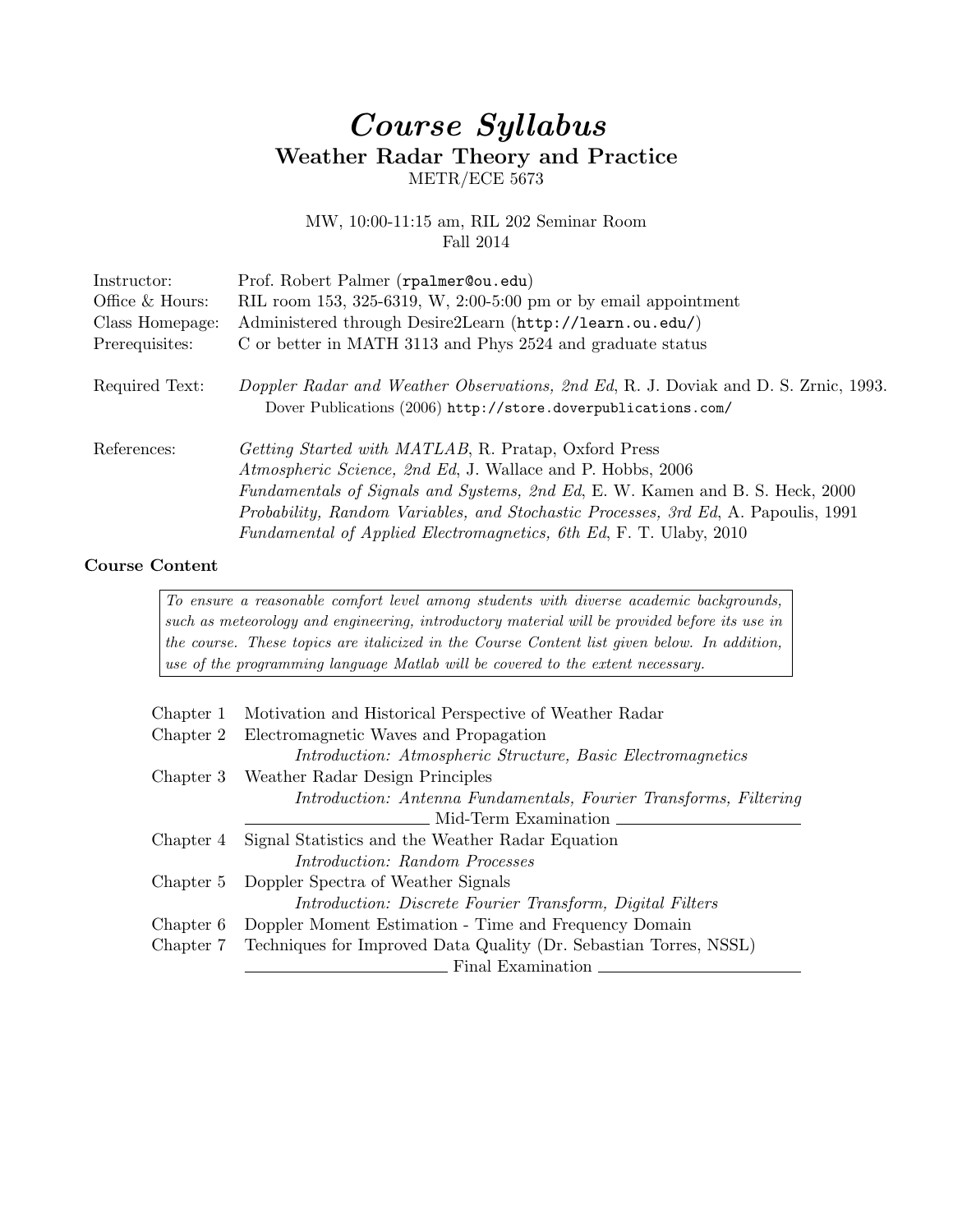# *Course Syllabus*

## Weather Radar Theory and Practice

METR/ECE 5673

MW, 10:00-11:15 am, RIL 202 Seminar Room
Fall 2014

| | |
|---|---|
| Instructor: | Prof. Robert Palmer (`rpalmer@ou.edu`) |
| Office & Hours: | RIL room 153, 325-6319, W, 2:00-5:00 pm or by email appointment |
| Class Homepage: | Administered through Desire2Learn (`http://learn.ou.edu/`) |
| Prerequisites: | C or better in MATH 3113 and Phys 2524 and graduate status |
| Required Text: | *Doppler Radar and Weather Observations, 2nd Ed*, R. J. Doviak and D. S. Zrnic, 1993. Dover Publications (2006) `http://store.doverpublications.com/` |
| References: | *Getting Started with MATLAB*, R. Pratap, Oxford Press |
| | *Atmospheric Science, 2nd Ed*, J. Wallace and P. Hobbs, 2006 |
| | *Fundamentals of Signals and Systems, 2nd Ed*, E. W. Kamen and B. S. Heck, 2000 |
| | *Probability, Random Variables, and Stochastic Processes, 3rd Ed*, A. Papoulis, 1991 |
| | *Fundamental of Applied Electromagnetics, 6th Ed*, F. T. Ulaby, 2010 |

### Course Content

> *To ensure a reasonable comfort level among students with diverse academic backgrounds, such as meteorology and engineering, introductory material will be provided before its use in the course. These topics are italicized in the Course Content list given below. In addition, use of the programming language Matlab will be covered to the extent necessary.*

- Chapter 1 Motivation and Historical Perspective of Weather Radar
- Chapter 2 Electromagnetic Waves and Propagation
  - *Introduction: Atmospheric Structure, Basic Electromagnetics*
- Chapter 3 Weather Radar Design Principles
  - *Introduction: Antenna Fundamentals, Fourier Transforms, Filtering*

———— Mid-Term Examination ————

- Chapter 4 Signal Statistics and the Weather Radar Equation
  - *Introduction: Random Processes*
- Chapter 5 Doppler Spectra of Weather Signals
  - *Introduction: Discrete Fourier Transform, Digital Filters*
- Chapter 6 Doppler Moment Estimation - Time and Frequency Domain
- Chapter 7 Techniques for Improved Data Quality (Dr. Sebastian Torres, NSSL)

———— Final Examination ————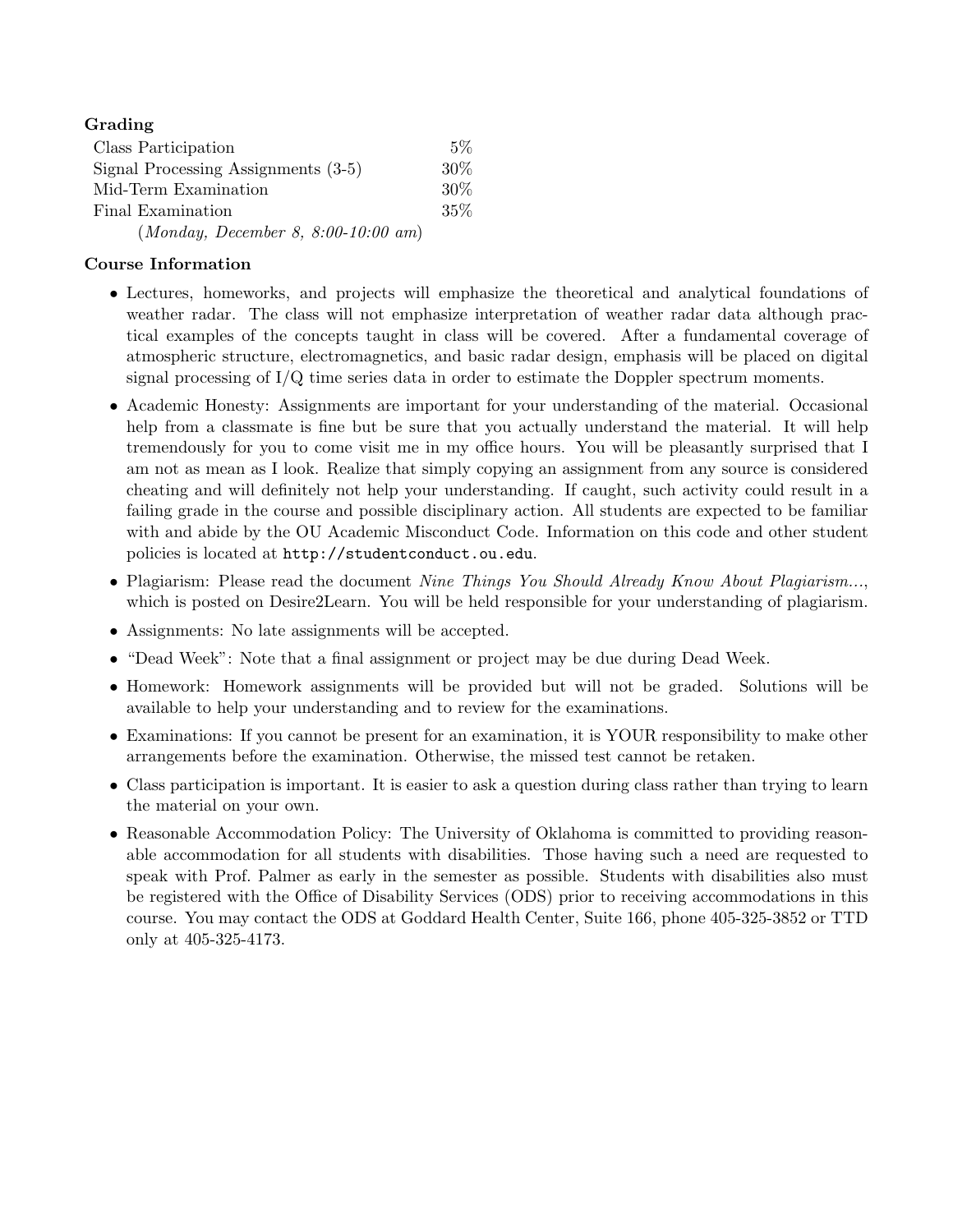**Grading**

| | |
|---|---|
| Class Participation | 5% |
| Signal Processing Assignments (3-5) | 30% |
| Mid-Term Examination | 30% |
| Final Examination | 35% |
| *(Monday, December 8, 8:00-10:00 am)* | |

**Course Information**

- Lectures, homeworks, and projects will emphasize the theoretical and analytical foundations of weather radar. The class will not emphasize interpretation of weather radar data although practical examples of the concepts taught in class will be covered. After a fundamental coverage of atmospheric structure, electromagnetics, and basic radar design, emphasis will be placed on digital signal processing of I/Q time series data in order to estimate the Doppler spectrum moments.
- Academic Honesty: Assignments are important for your understanding of the material. Occasional help from a classmate is fine but be sure that you actually understand the material. It will help tremendously for you to come visit me in my office hours. You will be pleasantly surprised that I am not as mean as I look. Realize that simply copying an assignment from any source is considered cheating and will definitely not help your understanding. If caught, such activity could result in a failing grade in the course and possible disciplinary action. All students are expected to be familiar with and abide by the OU Academic Misconduct Code. Information on this code and other student policies is located at `http://studentconduct.ou.edu`.
- Plagiarism: Please read the document *Nine Things You Should Already Know About Plagiarism...*, which is posted on Desire2Learn. You will be held responsible for your understanding of plagiarism.
- Assignments: No late assignments will be accepted.
- "Dead Week": Note that a final assignment or project may be due during Dead Week.
- Homework: Homework assignments will be provided but will not be graded. Solutions will be available to help your understanding and to review for the examinations.
- Examinations: If you cannot be present for an examination, it is YOUR responsibility to make other arrangements before the examination. Otherwise, the missed test cannot be retaken.
- Class participation is important. It is easier to ask a question during class rather than trying to learn the material on your own.
- Reasonable Accommodation Policy: The University of Oklahoma is committed to providing reasonable accommodation for all students with disabilities. Those having such a need are requested to speak with Prof. Palmer as early in the semester as possible. Students with disabilities also must be registered with the Office of Disability Services (ODS) prior to receiving accommodations in this course. You may contact the ODS at Goddard Health Center, Suite 166, phone 405-325-3852 or TTD only at 405-325-4173.